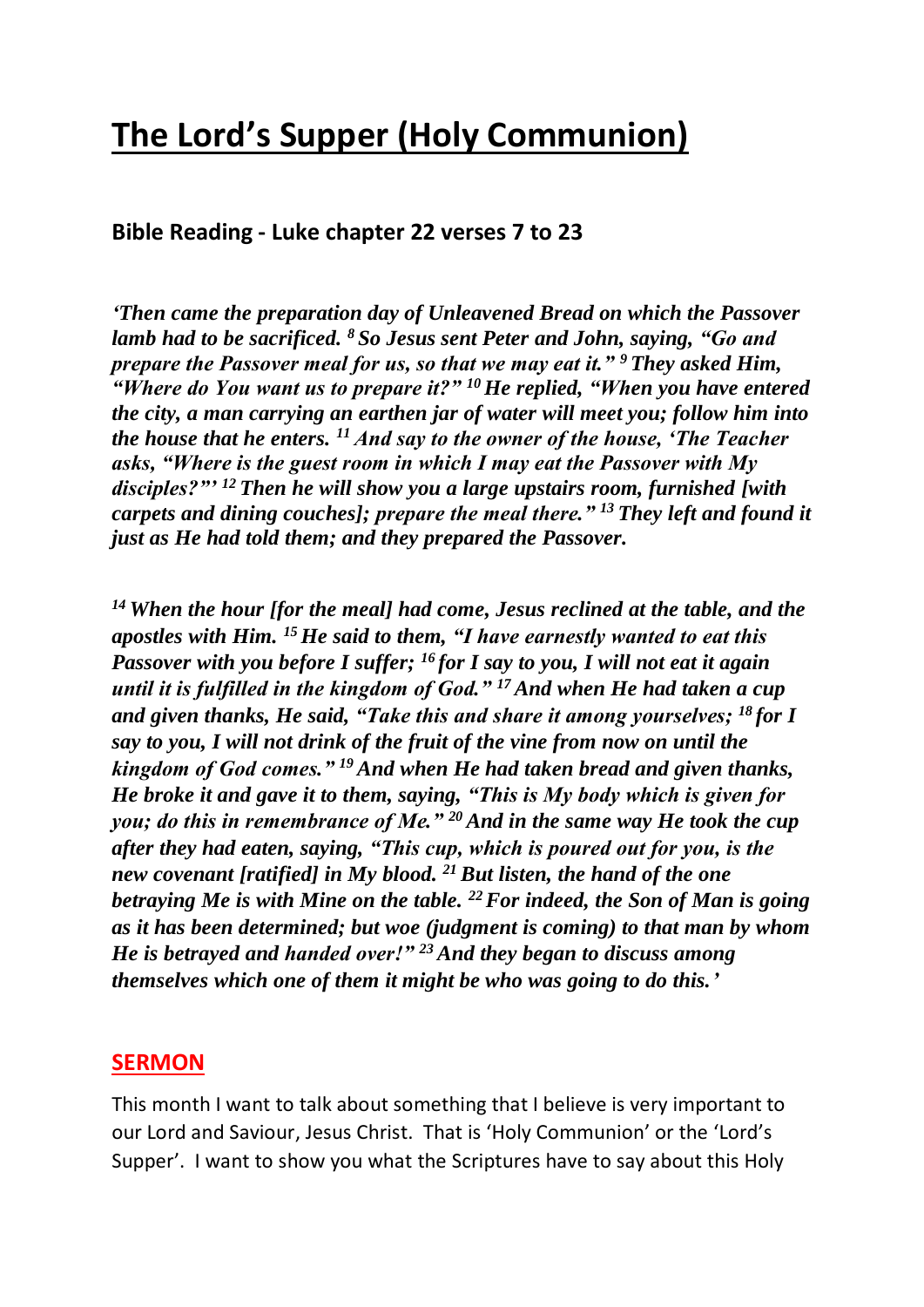# The Lord's Supper (Holy Communion)

## Bible Reading - Luke chapter 22 verses 7 to 23

***'Then came the preparation day of Unleavened Bread on which the Passover lamb had to be sacrificed.*** [8] ***So Jesus sent Peter and John, saying, "Go and prepare the Passover meal for us, so that we may eat it."*** [9] ***They asked Him, "Where do You want us to prepare it?"*** [10] ***He replied, "When you have entered the city, a man carrying an earthen jar of water will meet you; follow him into the house that he enters.*** [11] ***And say to the owner of the house, 'The Teacher asks, "Where is the guest room in which I may eat the Passover with My disciples?"'*** [12] ***Then he will show you a large upstairs room, furnished [with carpets and dining couches]; prepare the meal there."*** [13] ***They left and found it just as He had told them; and they prepared the Passover.***

[14] ***When the hour [for the meal] had come, Jesus reclined at the table, and the apostles with Him.*** [15] ***He said to them, "I have earnestly wanted to eat this Passover with you before I suffer;*** [16] ***for I say to you, I will not eat it again until it is fulfilled in the kingdom of God."*** [17] ***And when He had taken a cup and given thanks, He said, "Take this and share it among yourselves;*** [18] ***for I say to you, I will not drink of the fruit of the vine from now on until the kingdom of God comes."*** [19] ***And when He had taken bread and given thanks, He broke it and gave it to them, saying, "This is My body which is given for you; do this in remembrance of Me."*** [20] ***And in the same way He took the cup after they had eaten, saying, "This cup, which is poured out for you, is the new covenant [ratified] in My blood.*** [21] ***But listen, the hand of the one betraying Me is with Mine on the table.*** [22] ***For indeed, the Son of Man is going as it has been determined; but woe (judgment is coming) to that man by whom He is betrayed and handed over!"*** [23] ***And they began to discuss among themselves which one of them it might be who was going to do this.'***

## SERMON

This month I want to talk about something that I believe is very important to our Lord and Saviour, Jesus Christ. That is 'Holy Communion' or the 'Lord's Supper'. I want to show you what the Scriptures have to say about this Holy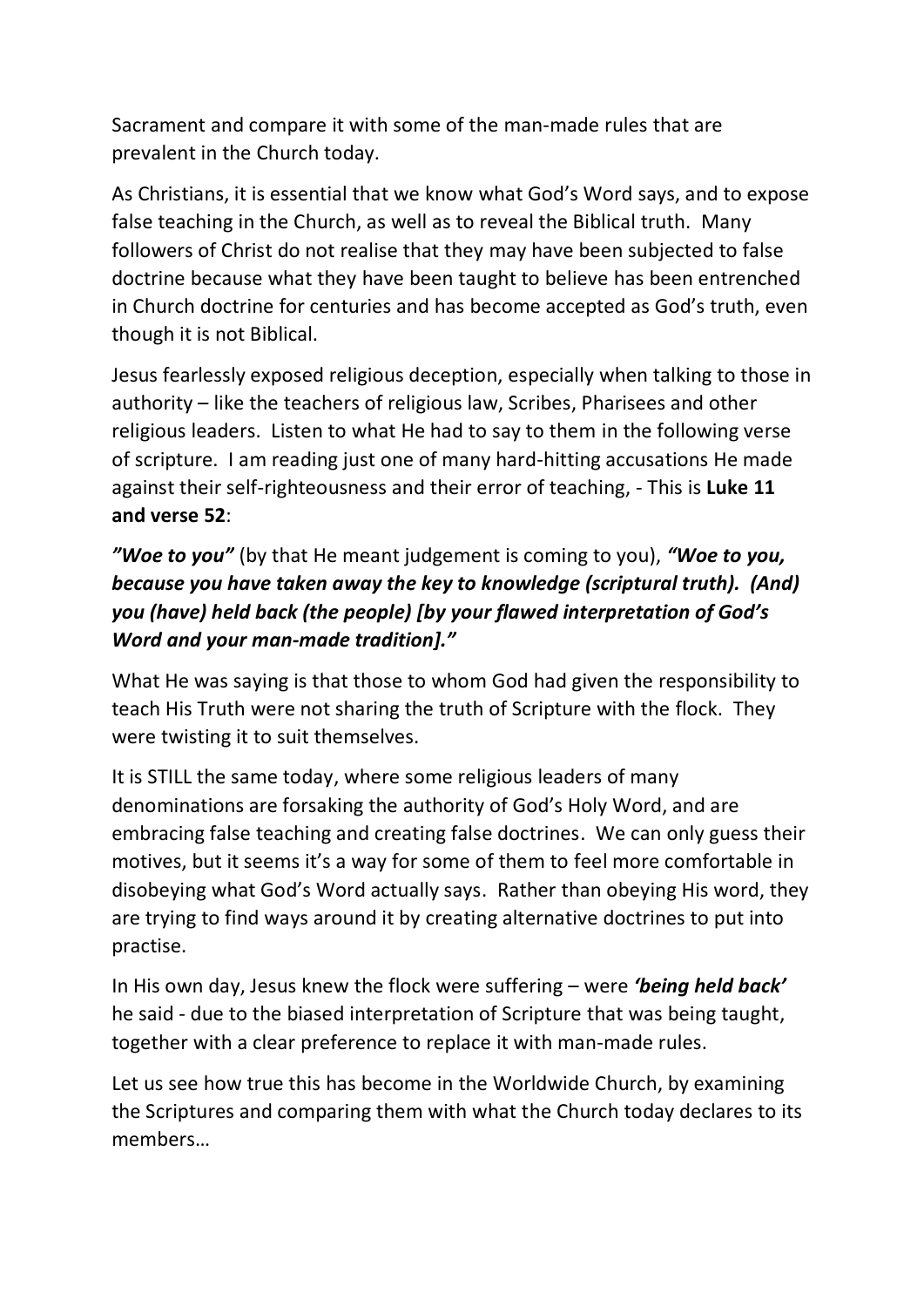Sacrament and compare it with some of the man-made rules that are prevalent in the Church today.

As Christians, it is essential that we know what God's Word says, and to expose false teaching in the Church, as well as to reveal the Biblical truth. Many followers of Christ do not realise that they may have been subjected to false doctrine because what they have been taught to believe has been entrenched in Church doctrine for centuries and has become accepted as God's truth, even though it is not Biblical.

Jesus fearlessly exposed religious deception, especially when talking to those in authority – like the teachers of religious law, Scribes, Pharisees and other religious leaders. Listen to what He had to say to them in the following verse of scripture. I am reading just one of many hard-hitting accusations He made against their self-righteousness and their error of teaching, - This is **Luke 11 and verse 52**:

***"Woe to you"*** (by that He meant judgement is coming to you), ***"Woe to you, because you have taken away the key to knowledge (scriptural truth). (And) you (have) held back (the people) [by your flawed interpretation of God's Word and your man-made tradition]."***

What He was saying is that those to whom God had given the responsibility to teach His Truth were not sharing the truth of Scripture with the flock. They were twisting it to suit themselves.

It is STILL the same today, where some religious leaders of many denominations are forsaking the authority of God's Holy Word, and are embracing false teaching and creating false doctrines. We can only guess their motives, but it seems it's a way for some of them to feel more comfortable in disobeying what God's Word actually says. Rather than obeying His word, they are trying to find ways around it by creating alternative doctrines to put into practise.

In His own day, Jesus knew the flock were suffering – were ***'being held back'*** he said - due to the biased interpretation of Scripture that was being taught, together with a clear preference to replace it with man-made rules.

Let us see how true this has become in the Worldwide Church, by examining the Scriptures and comparing them with what the Church today declares to its members…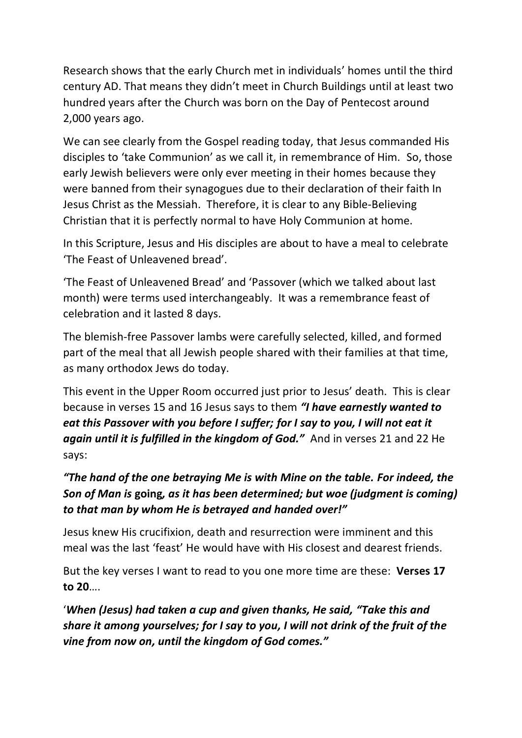Research shows that the early Church met in individuals' homes until the third century AD. That means they didn't meet in Church Buildings until at least two hundred years after the Church was born on the Day of Pentecost around 2,000 years ago.

We can see clearly from the Gospel reading today, that Jesus commanded His disciples to 'take Communion' as we call it, in remembrance of Him. So, those early Jewish believers were only ever meeting in their homes because they were banned from their synagogues due to their declaration of their faith In Jesus Christ as the Messiah. Therefore, it is clear to any Bible-Believing Christian that it is perfectly normal to have Holy Communion at home.

In this Scripture, Jesus and His disciples are about to have a meal to celebrate 'The Feast of Unleavened bread'.

'The Feast of Unleavened Bread' and 'Passover (which we talked about last month) were terms used interchangeably. It was a remembrance feast of celebration and it lasted 8 days.

The blemish-free Passover lambs were carefully selected, killed, and formed part of the meal that all Jewish people shared with their families at that time, as many orthodox Jews do today.

This event in the Upper Room occurred just prior to Jesus' death. This is clear because in verses 15 and 16 Jesus says to them ***"I have earnestly wanted to eat this Passover with you before I suffer; for I say to you, I will not eat it again until it is fulfilled in the kingdom of God."*** And in verses 21 and 22 He says:

***"The hand of the one betraying Me is with Mine on the table. For indeed, the Son of Man is* going*, as it has been determined; but woe (judgment is coming) to that man by whom He is betrayed and handed over!"***

Jesus knew His crucifixion, death and resurrection were imminent and this meal was the last 'feast' He would have with His closest and dearest friends.

But the key verses I want to read to you one more time are these: **Verses 17 to 20**….

'***When (Jesus) had taken a cup and given thanks, He said, "Take this and share it among yourselves; for I say to you, I will not drink of the fruit of the vine from now on, until the kingdom of God comes."***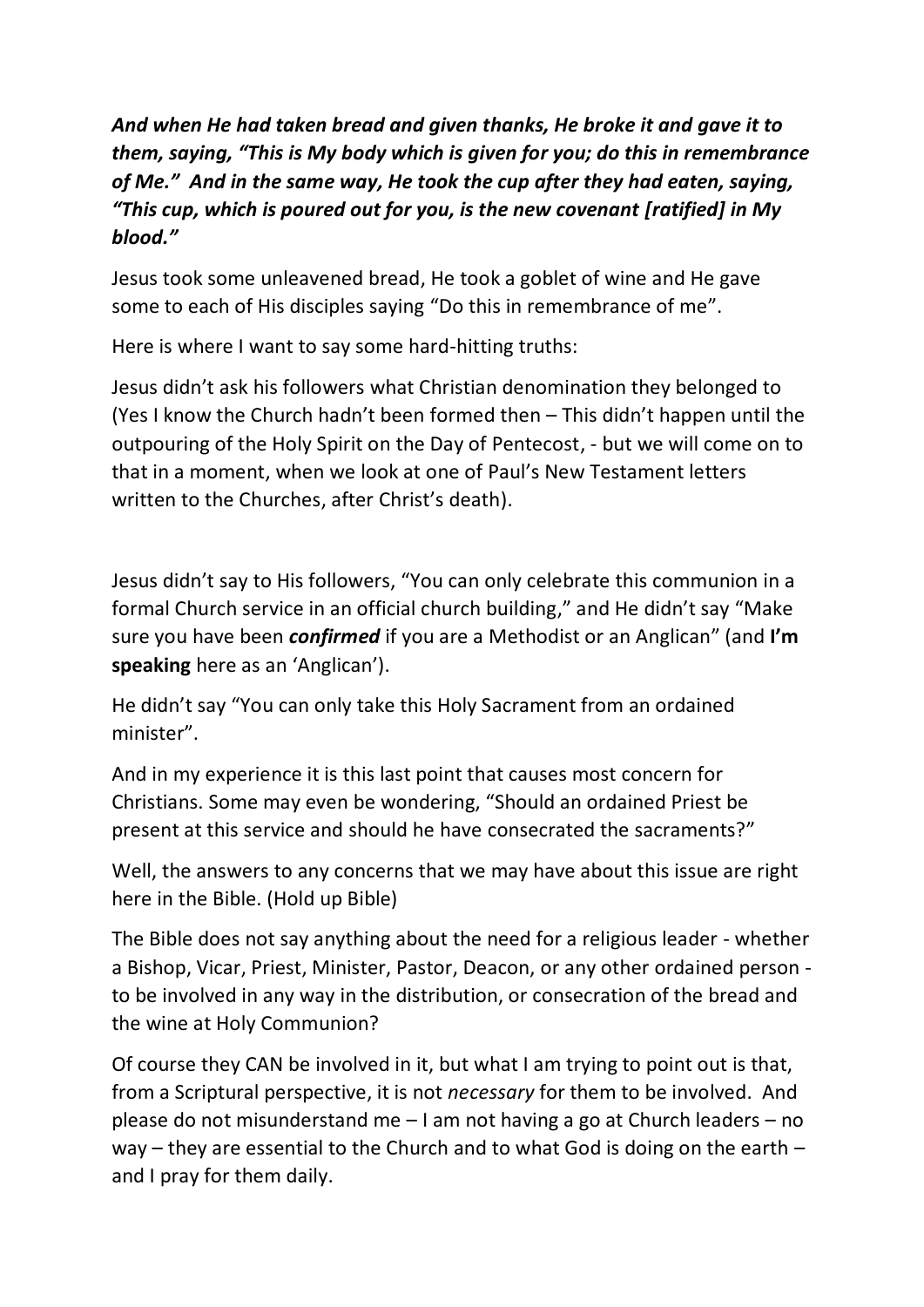***And when He had taken bread and given thanks, He broke it and gave it to them, saying, "This is My body which is given for you; do this in remembrance of Me." And in the same way, He took the cup after they had eaten, saying, "This cup, which is poured out for you, is the new covenant [ratified] in My blood."***

Jesus took some unleavened bread, He took a goblet of wine and He gave some to each of His disciples saying "Do this in remembrance of me".

Here is where I want to say some hard-hitting truths:

Jesus didn't ask his followers what Christian denomination they belonged to (Yes I know the Church hadn't been formed then – This didn't happen until the outpouring of the Holy Spirit on the Day of Pentecost, - but we will come on to that in a moment, when we look at one of Paul's New Testament letters written to the Churches, after Christ's death).

Jesus didn't say to His followers, "You can only celebrate this communion in a formal Church service in an official church building," and He didn't say "Make sure you have been ***confirmed*** if you are a Methodist or an Anglican" (and **I'm speaking** here as an 'Anglican').

He didn't say "You can only take this Holy Sacrament from an ordained minister".

And in my experience it is this last point that causes most concern for Christians. Some may even be wondering, "Should an ordained Priest be present at this service and should he have consecrated the sacraments?"

Well, the answers to any concerns that we may have about this issue are right here in the Bible. (Hold up Bible)

The Bible does not say anything about the need for a religious leader - whether a Bishop, Vicar, Priest, Minister, Pastor, Deacon, or any other ordained person - to be involved in any way in the distribution, or consecration of the bread and the wine at Holy Communion?

Of course they CAN be involved in it, but what I am trying to point out is that, from a Scriptural perspective, it is not *necessary* for them to be involved. And please do not misunderstand me – I am not having a go at Church leaders – no way – they are essential to the Church and to what God is doing on the earth – and I pray for them daily.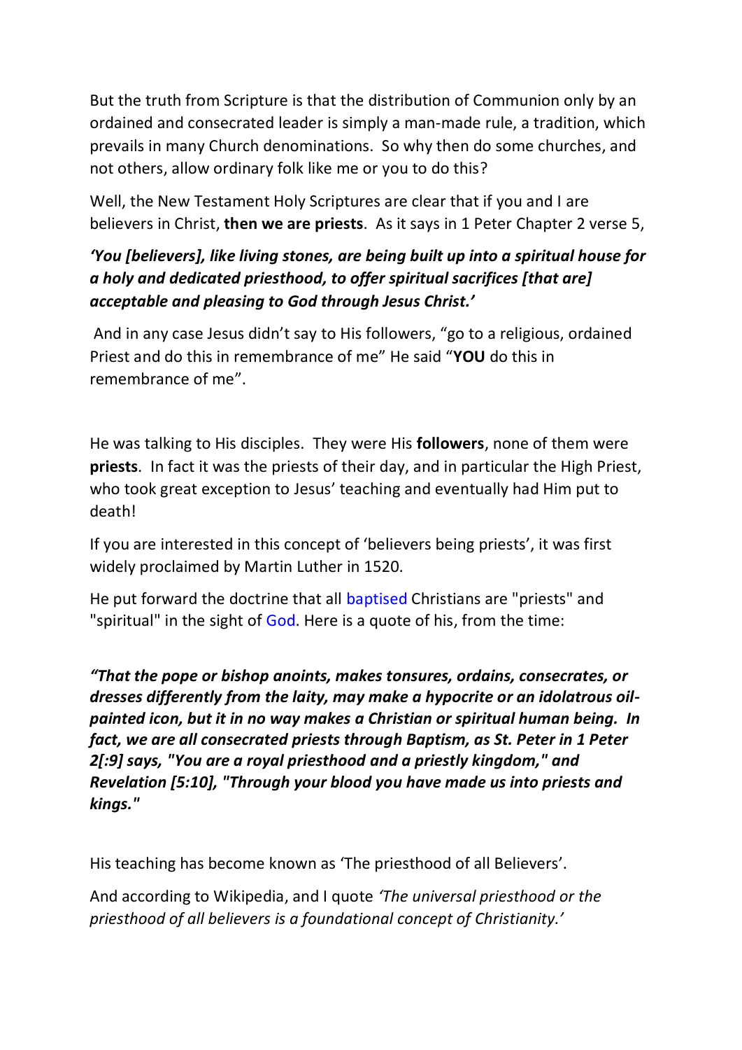But the truth from Scripture is that the distribution of Communion only by an ordained and consecrated leader is simply a man-made rule, a tradition, which prevails in many Church denominations. So why then do some churches, and not others, allow ordinary folk like me or you to do this?

Well, the New Testament Holy Scriptures are clear that if you and I are believers in Christ, **then we are priests**. As it says in 1 Peter Chapter 2 verse 5,

***'You [believers], like living stones, are being built up into a spiritual house for a holy and dedicated priesthood, to offer spiritual sacrifices [that are] acceptable and pleasing to God through Jesus Christ.'***

And in any case Jesus didn't say to His followers, "go to a religious, ordained Priest and do this in remembrance of me" He said "**YOU** do this in remembrance of me".

He was talking to His disciples. They were His **followers**, none of them were **priests**. In fact it was the priests of their day, and in particular the High Priest, who took great exception to Jesus' teaching and eventually had Him put to death!

If you are interested in this concept of 'believers being priests', it was first widely proclaimed by Martin Luther in 1520.

He put forward the doctrine that all baptised Christians are "priests" and "spiritual" in the sight of God. Here is a quote of his, from the time:

***"That the pope or bishop anoints, makes tonsures, ordains, consecrates, or dresses differently from the laity, may make a hypocrite or an idolatrous oil-painted icon, but it in no way makes a Christian or spiritual human being. In fact, we are all consecrated priests through Baptism, as St. Peter in 1 Peter 2[:9] says, "You are a royal priesthood and a priestly kingdom," and Revelation [5:10], "Through your blood you have made us into priests and kings."***

His teaching has become known as 'The priesthood of all Believers'.

And according to Wikipedia, and I quote *'The universal priesthood or the priesthood of all believers is a foundational concept of Christianity.'*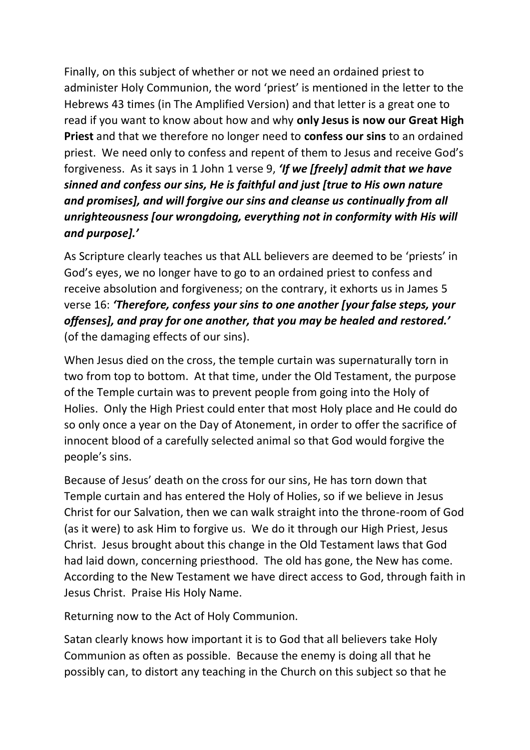Finally, on this subject of whether or not we need an ordained priest to administer Holy Communion, the word 'priest' is mentioned in the letter to the Hebrews 43 times (in The Amplified Version) and that letter is a great one to read if you want to know about how and why **only Jesus is now our Great High Priest** and that we therefore no longer need to **confess our sins** to an ordained priest. We need only to confess and repent of them to Jesus and receive God's forgiveness. As it says in 1 John 1 verse 9, ***'If we [freely] admit that we have sinned and confess our sins, He is faithful and just [true to His own nature and promises], and will forgive our sins and cleanse us continually from all unrighteousness [our wrongdoing, everything not in conformity with His will and purpose].'***

As Scripture clearly teaches us that ALL believers are deemed to be 'priests' in God's eyes, we no longer have to go to an ordained priest to confess and receive absolution and forgiveness; on the contrary, it exhorts us in James 5 verse 16: ***'Therefore, confess your sins to one another [your false steps, your offenses], and pray for one another, that you may be healed and restored.'*** (of the damaging effects of our sins).

When Jesus died on the cross, the temple curtain was supernaturally torn in two from top to bottom. At that time, under the Old Testament, the purpose of the Temple curtain was to prevent people from going into the Holy of Holies. Only the High Priest could enter that most Holy place and He could do so only once a year on the Day of Atonement, in order to offer the sacrifice of innocent blood of a carefully selected animal so that God would forgive the people's sins.

Because of Jesus' death on the cross for our sins, He has torn down that Temple curtain and has entered the Holy of Holies, so if we believe in Jesus Christ for our Salvation, then we can walk straight into the throne-room of God (as it were) to ask Him to forgive us. We do it through our High Priest, Jesus Christ. Jesus brought about this change in the Old Testament laws that God had laid down, concerning priesthood. The old has gone, the New has come. According to the New Testament we have direct access to God, through faith in Jesus Christ. Praise His Holy Name.

Returning now to the Act of Holy Communion.

Satan clearly knows how important it is to God that all believers take Holy Communion as often as possible. Because the enemy is doing all that he possibly can, to distort any teaching in the Church on this subject so that he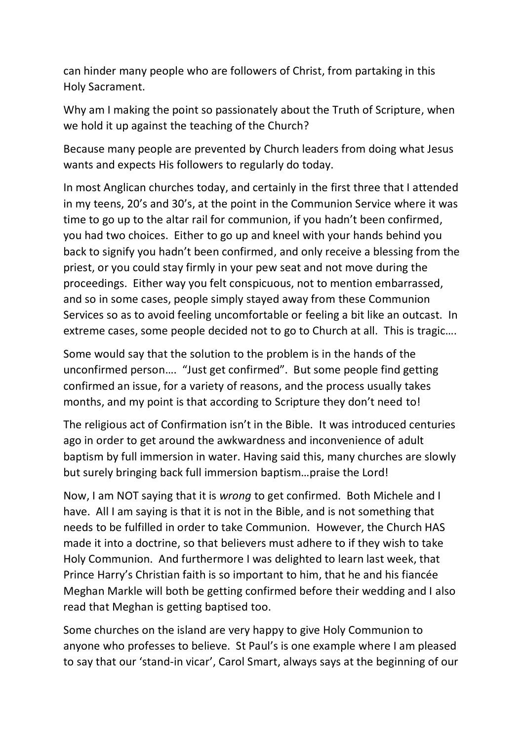can hinder many people who are followers of Christ, from partaking in this Holy Sacrament.

Why am I making the point so passionately about the Truth of Scripture, when we hold it up against the teaching of the Church?

Because many people are prevented by Church leaders from doing what Jesus wants and expects His followers to regularly do today.

In most Anglican churches today, and certainly in the first three that I attended in my teens, 20's and 30's, at the point in the Communion Service where it was time to go up to the altar rail for communion, if you hadn't been confirmed, you had two choices. Either to go up and kneel with your hands behind you back to signify you hadn't been confirmed, and only receive a blessing from the priest, or you could stay firmly in your pew seat and not move during the proceedings. Either way you felt conspicuous, not to mention embarrassed, and so in some cases, people simply stayed away from these Communion Services so as to avoid feeling uncomfortable or feeling a bit like an outcast. In extreme cases, some people decided not to go to Church at all. This is tragic….

Some would say that the solution to the problem is in the hands of the unconfirmed person…. "Just get confirmed". But some people find getting confirmed an issue, for a variety of reasons, and the process usually takes months, and my point is that according to Scripture they don't need to!

The religious act of Confirmation isn't in the Bible. It was introduced centuries ago in order to get around the awkwardness and inconvenience of adult baptism by full immersion in water. Having said this, many churches are slowly but surely bringing back full immersion baptism…praise the Lord!

Now, I am NOT saying that it is *wrong* to get confirmed. Both Michele and I have. All I am saying is that it is not in the Bible, and is not something that needs to be fulfilled in order to take Communion. However, the Church HAS made it into a doctrine, so that believers must adhere to if they wish to take Holy Communion. And furthermore I was delighted to learn last week, that Prince Harry's Christian faith is so important to him, that he and his fiancée Meghan Markle will both be getting confirmed before their wedding and I also read that Meghan is getting baptised too.

Some churches on the island are very happy to give Holy Communion to anyone who professes to believe. St Paul's is one example where I am pleased to say that our 'stand-in vicar', Carol Smart, always says at the beginning of our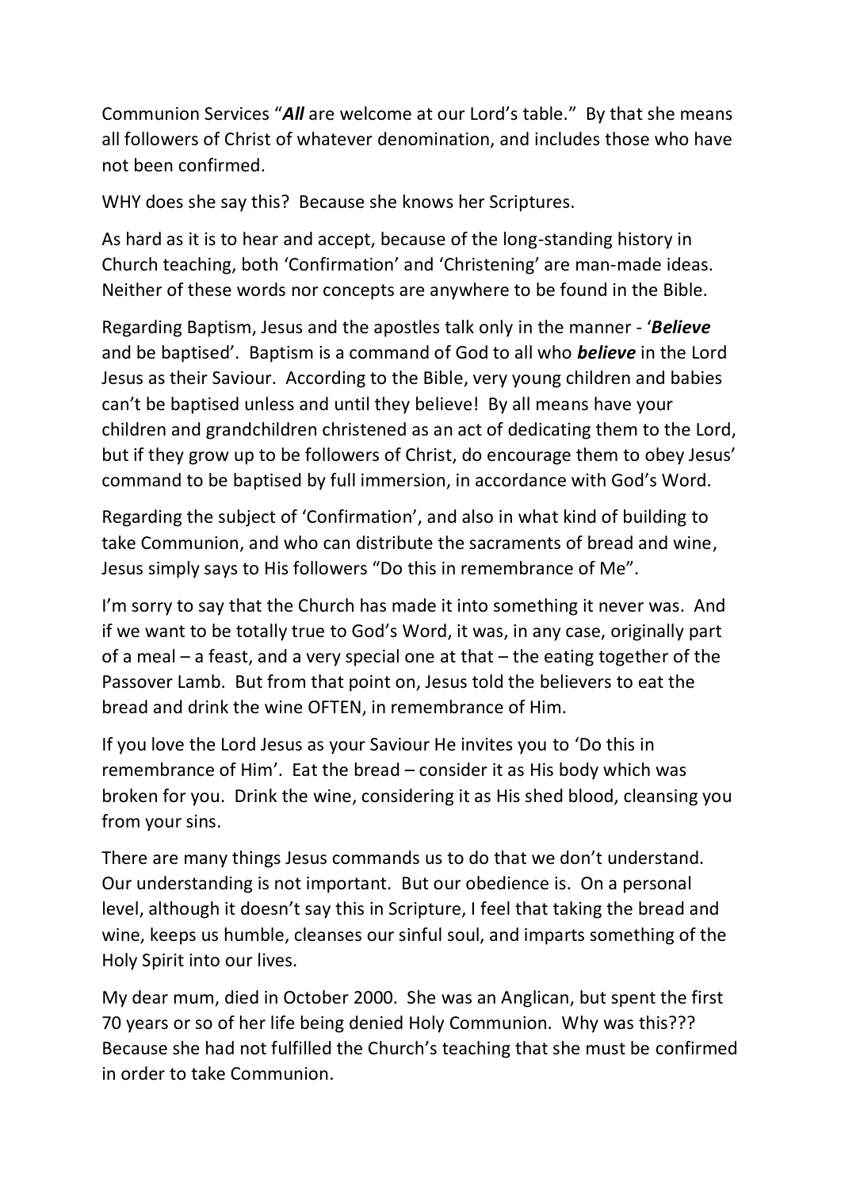Communion Services "***All*** are welcome at our Lord's table." By that she means all followers of Christ of whatever denomination, and includes those who have not been confirmed.

WHY does she say this? Because she knows her Scriptures.

As hard as it is to hear and accept, because of the long-standing history in Church teaching, both 'Confirmation' and 'Christening' are man-made ideas. Neither of these words nor concepts are anywhere to be found in the Bible.

Regarding Baptism, Jesus and the apostles talk only in the manner - '***Believe*** and be baptised'. Baptism is a command of God to all who ***believe*** in the Lord Jesus as their Saviour. According to the Bible, very young children and babies can't be baptised unless and until they believe! By all means have your children and grandchildren christened as an act of dedicating them to the Lord, but if they grow up to be followers of Christ, do encourage them to obey Jesus' command to be baptised by full immersion, in accordance with God's Word.

Regarding the subject of 'Confirmation', and also in what kind of building to take Communion, and who can distribute the sacraments of bread and wine, Jesus simply says to His followers "Do this in remembrance of Me".

I'm sorry to say that the Church has made it into something it never was. And if we want to be totally true to God's Word, it was, in any case, originally part of a meal – a feast, and a very special one at that – the eating together of the Passover Lamb. But from that point on, Jesus told the believers to eat the bread and drink the wine OFTEN, in remembrance of Him.

If you love the Lord Jesus as your Saviour He invites you to 'Do this in remembrance of Him'. Eat the bread – consider it as His body which was broken for you. Drink the wine, considering it as His shed blood, cleansing you from your sins.

There are many things Jesus commands us to do that we don't understand. Our understanding is not important. But our obedience is. On a personal level, although it doesn't say this in Scripture, I feel that taking the bread and wine, keeps us humble, cleanses our sinful soul, and imparts something of the Holy Spirit into our lives.

My dear mum, died in October 2000. She was an Anglican, but spent the first 70 years or so of her life being denied Holy Communion. Why was this??? Because she had not fulfilled the Church's teaching that she must be confirmed in order to take Communion.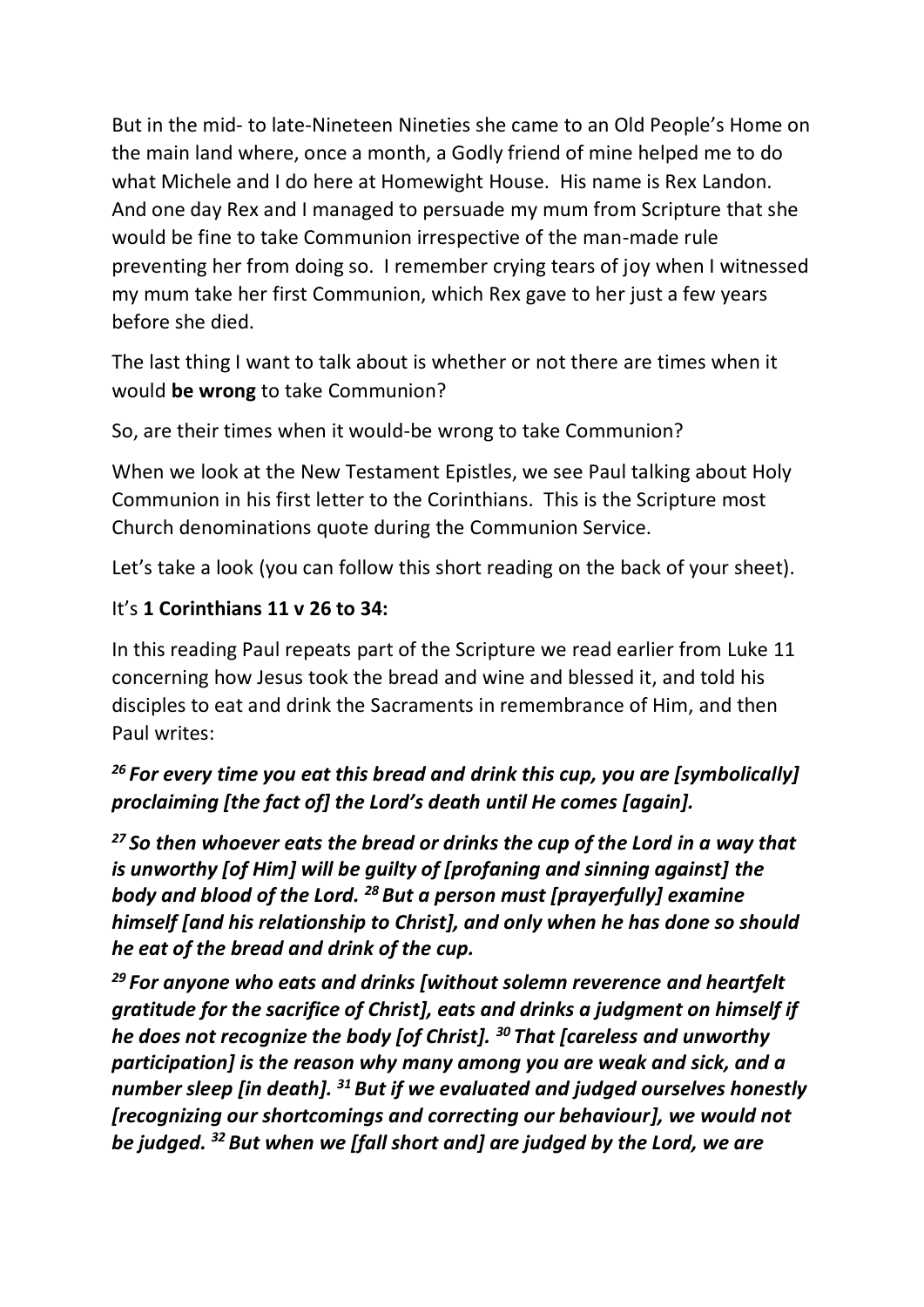But in the mid- to late-Nineteen Nineties she came to an Old People's Home on the main land where, once a month, a Godly friend of mine helped me to do what Michele and I do here at Homewight House. His name is Rex Landon. And one day Rex and I managed to persuade my mum from Scripture that she would be fine to take Communion irrespective of the man-made rule preventing her from doing so. I remember crying tears of joy when I witnessed my mum take her first Communion, which Rex gave to her just a few years before she died.

The last thing I want to talk about is whether or not there are times when it would **be wrong** to take Communion?

So, are their times when it would-be wrong to take Communion?

When we look at the New Testament Epistles, we see Paul talking about Holy Communion in his first letter to the Corinthians. This is the Scripture most Church denominations quote during the Communion Service.

Let's take a look (you can follow this short reading on the back of your sheet).

It's **1 Corinthians 11 v 26 to 34:**

In this reading Paul repeats part of the Scripture we read earlier from Luke 11 concerning how Jesus took the bread and wine and blessed it, and told his disciples to eat and drink the Sacraments in remembrance of Him, and then Paul writes:

***[26] For every time you eat this bread and drink this cup, you are [symbolically] proclaiming [the fact of] the Lord's death until He comes [again].***

***[27] So then whoever eats the bread or drinks the cup of the Lord in a way that is unworthy [of Him] will be guilty of [profaning and sinning against] the body and blood of the Lord. [28] But a person must [prayerfully] examine himself [and his relationship to Christ], and only when he has done so should he eat of the bread and drink of the cup.***

***[29] For anyone who eats and drinks [without solemn reverence and heartfelt gratitude for the sacrifice of Christ], eats and drinks a judgment on himself if he does not recognize the body [of Christ]. [30] That [careless and unworthy participation] is the reason why many among you are weak and sick, and a number sleep [in death]. [31] But if we evaluated and judged ourselves honestly [recognizing our shortcomings and correcting our behaviour], we would not be judged. [32] But when we [fall short and] are judged by the Lord, we are***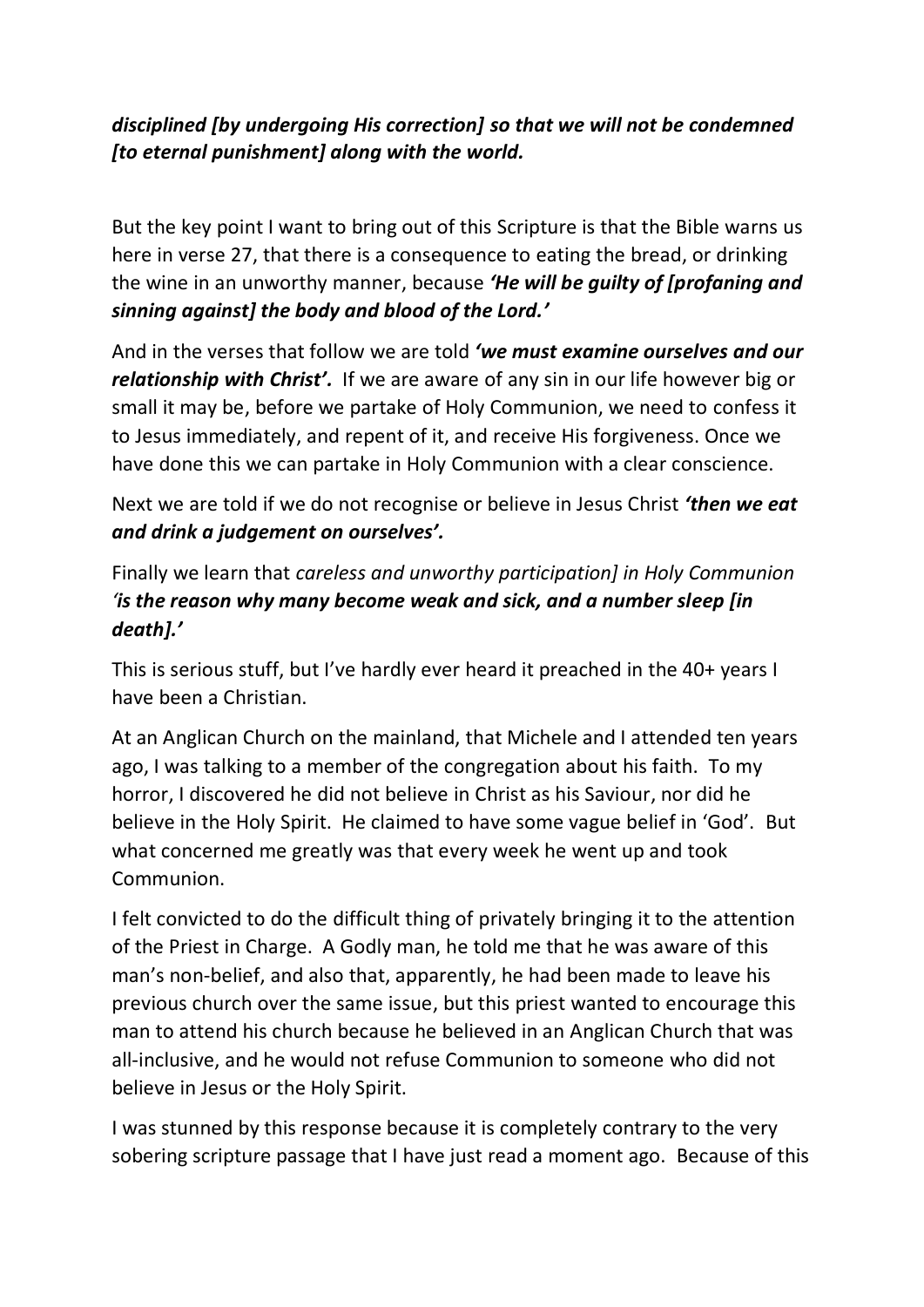***disciplined [by undergoing His correction] so that we will not be condemned [to eternal punishment] along with the world.***

But the key point I want to bring out of this Scripture is that the Bible warns us here in verse 27, that there is a consequence to eating the bread, or drinking the wine in an unworthy manner, because ***'He will be guilty of [profaning and sinning against] the body and blood of the Lord.'***

And in the verses that follow we are told ***'we must examine ourselves and our relationship with Christ'.*** If we are aware of any sin in our life however big or small it may be, before we partake of Holy Communion, we need to confess it to Jesus immediately, and repent of it, and receive His forgiveness. Once we have done this we can partake in Holy Communion with a clear conscience.

Next we are told if we do not recognise or believe in Jesus Christ ***'then we eat and drink a judgement on ourselves'.***

Finally we learn that *careless and unworthy participation] in Holy Communion* ***'is the reason why many become weak and sick, and a number sleep [in death].'***

This is serious stuff, but I've hardly ever heard it preached in the 40+ years I have been a Christian.

At an Anglican Church on the mainland, that Michele and I attended ten years ago, I was talking to a member of the congregation about his faith. To my horror, I discovered he did not believe in Christ as his Saviour, nor did he believe in the Holy Spirit. He claimed to have some vague belief in 'God'. But what concerned me greatly was that every week he went up and took Communion.

I felt convicted to do the difficult thing of privately bringing it to the attention of the Priest in Charge. A Godly man, he told me that he was aware of this man's non-belief, and also that, apparently, he had been made to leave his previous church over the same issue, but this priest wanted to encourage this man to attend his church because he believed in an Anglican Church that was all-inclusive, and he would not refuse Communion to someone who did not believe in Jesus or the Holy Spirit.

I was stunned by this response because it is completely contrary to the very sobering scripture passage that I have just read a moment ago. Because of this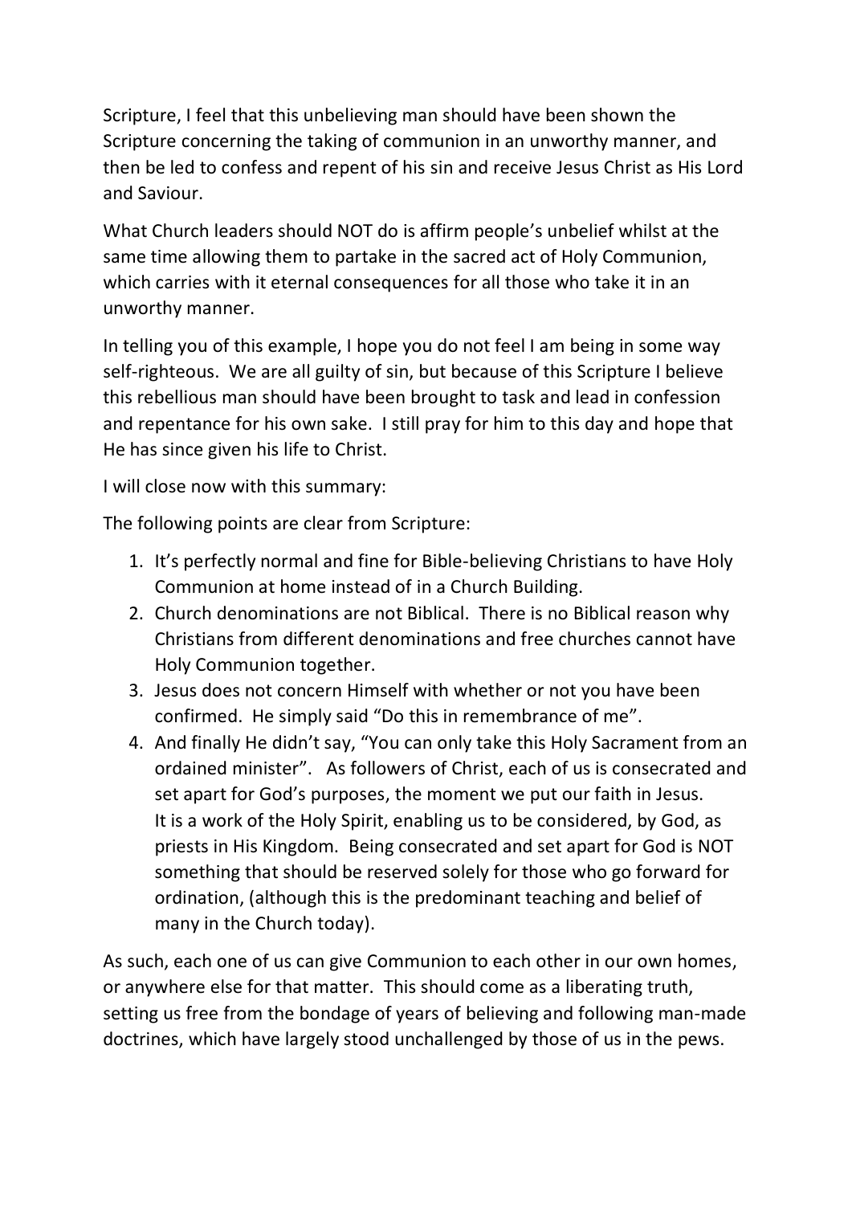Scripture, I feel that this unbelieving man should have been shown the Scripture concerning the taking of communion in an unworthy manner, and then be led to confess and repent of his sin and receive Jesus Christ as His Lord and Saviour.

What Church leaders should NOT do is affirm people's unbelief whilst at the same time allowing them to partake in the sacred act of Holy Communion, which carries with it eternal consequences for all those who take it in an unworthy manner.

In telling you of this example, I hope you do not feel I am being in some way self-righteous. We are all guilty of sin, but because of this Scripture I believe this rebellious man should have been brought to task and lead in confession and repentance for his own sake. I still pray for him to this day and hope that He has since given his life to Christ.

I will close now with this summary:

The following points are clear from Scripture:

1. It's perfectly normal and fine for Bible-believing Christians to have Holy Communion at home instead of in a Church Building.
2. Church denominations are not Biblical. There is no Biblical reason why Christians from different denominations and free churches cannot have Holy Communion together.
3. Jesus does not concern Himself with whether or not you have been confirmed. He simply said "Do this in remembrance of me".
4. And finally He didn't say, "You can only take this Holy Sacrament from an ordained minister". As followers of Christ, each of us is consecrated and set apart for God's purposes, the moment we put our faith in Jesus. It is a work of the Holy Spirit, enabling us to be considered, by God, as priests in His Kingdom. Being consecrated and set apart for God is NOT something that should be reserved solely for those who go forward for ordination, (although this is the predominant teaching and belief of many in the Church today).

As such, each one of us can give Communion to each other in our own homes, or anywhere else for that matter. This should come as a liberating truth, setting us free from the bondage of years of believing and following man-made doctrines, which have largely stood unchallenged by those of us in the pews.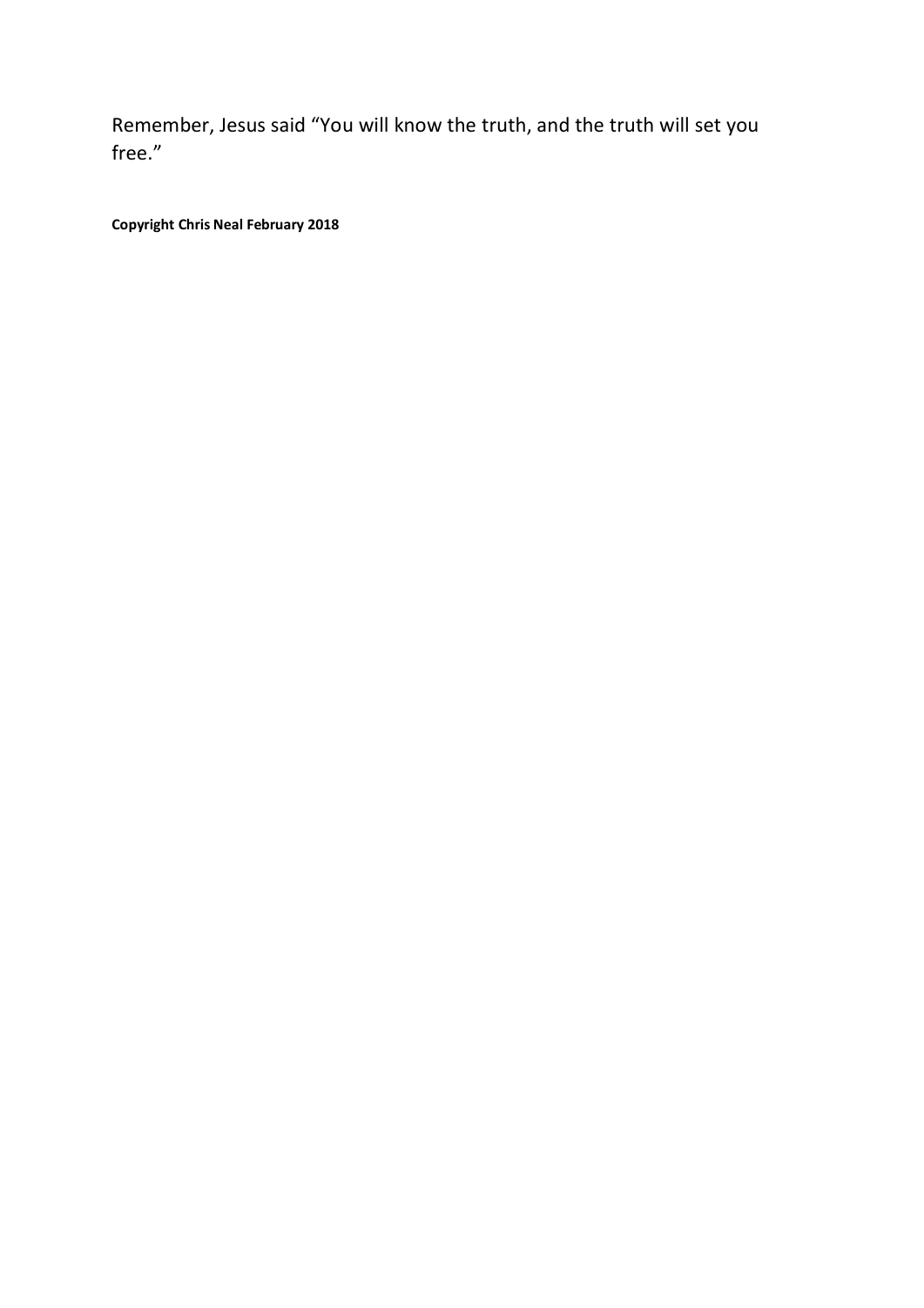Remember, Jesus said “You will know the truth, and the truth will set you free.”

**Copyright Chris Neal February 2018**